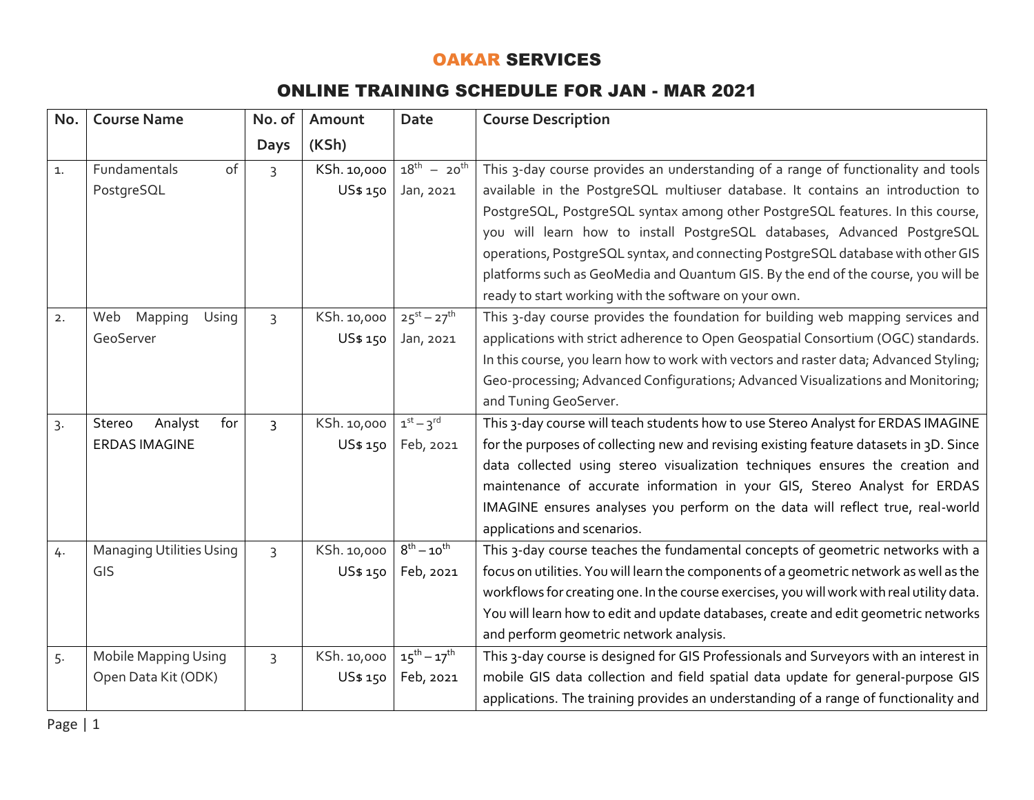# OAKAR SERVICES

## ONLINE TRAINING SCHEDULE FOR JAN - MAR 2021

| No. | Course Name | No. of Days | Amount (KSh) | Date | Course Description |
|---|---|---|---|---|---|
| 1. | Fundamentals of PostgreSQL | 3 | KSh. 10,000 US$ 150 | 18th – 20th Jan, 2021 | This 3-day course provides an understanding of a range of functionality and tools available in the PostgreSQL multiuser database. It contains an introduction to PostgreSQL, PostgreSQL syntax among other PostgreSQL features. In this course, you will learn how to install PostgreSQL databases, Advanced PostgreSQL operations, PostgreSQL syntax, and connecting PostgreSQL database with other GIS platforms such as GeoMedia and Quantum GIS. By the end of the course, you will be ready to start working with the software on your own. |
| 2. | Web Mapping Using GeoServer | 3 | KSh. 10,000 US$ 150 | 25st – 27th Jan, 2021 | This 3-day course provides the foundation for building web mapping services and applications with strict adherence to Open Geospatial Consortium (OGC) standards. In this course, you learn how to work with vectors and raster data; Advanced Styling; Geo-processing; Advanced Configurations; Advanced Visualizations and Monitoring; and Tuning GeoServer. |
| 3. | Stereo Analyst for ERDAS IMAGINE | 3 | KSh. 10,000 US$ 150 | 1st – 3rd Feb, 2021 | This 3-day course will teach students how to use Stereo Analyst for ERDAS IMAGINE for the purposes of collecting new and revising existing feature datasets in 3D. Since data collected using stereo visualization techniques ensures the creation and maintenance of accurate information in your GIS, Stereo Analyst for ERDAS IMAGINE ensures analyses you perform on the data will reflect true, real-world applications and scenarios. |
| 4. | Managing Utilities Using GIS | 3 | KSh. 10,000 US$ 150 | 8th – 10th Feb, 2021 | This 3-day course teaches the fundamental concepts of geometric networks with a focus on utilities. You will learn the components of a geometric network as well as the workflows for creating one. In the course exercises, you will work with real utility data. You will learn how to edit and update databases, create and edit geometric networks and perform geometric network analysis. |
| 5. | Mobile Mapping Using Open Data Kit (ODK) | 3 | KSh. 10,000 US$ 150 | 15th – 17th Feb, 2021 | This 3-day course is designed for GIS Professionals and Surveyors with an interest in mobile GIS data collection and field spatial data update for general-purpose GIS applications. The training provides an understanding of a range of functionality and |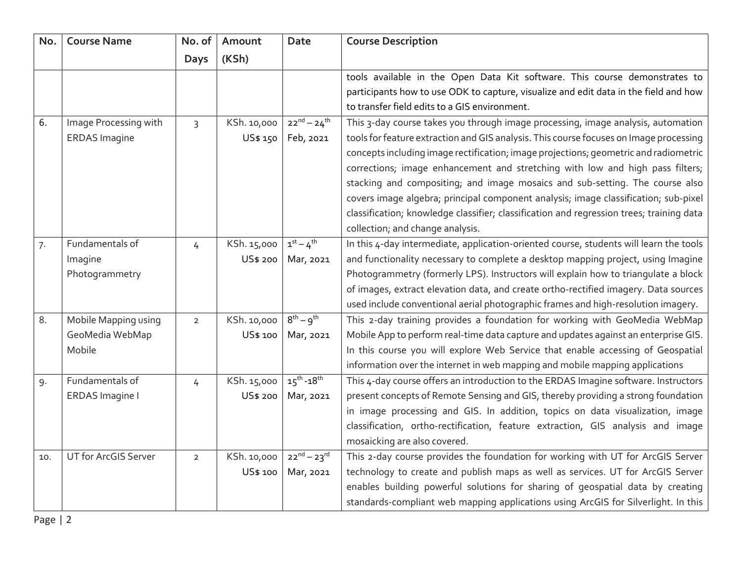| No. | Course Name | No. of Days | Amount (KSh) | Date | Course Description |
|---|---|---|---|---|---|
| | | | | | tools available in the Open Data Kit software. This course demonstrates to participants how to use ODK to capture, visualize and edit data in the field and how to transfer field edits to a GIS environment. |
| 6. | Image Processing with ERDAS Imagine | 3 | KSh. 10,000 US$ 150 | 22nd – 24th Feb, 2021 | This 3-day course takes you through image processing, image analysis, automation tools for feature extraction and GIS analysis. This course focuses on Image processing concepts including image rectification; image projections; geometric and radiometric corrections; image enhancement and stretching with low and high pass filters; stacking and compositing; and image mosaics and sub-setting. The course also covers image algebra; principal component analysis; image classification; sub-pixel classification; knowledge classifier; classification and regression trees; training data collection; and change analysis. |
| 7. | Fundamentals of Imagine Photogrammetry | 4 | KSh. 15,000 US$ 200 | 1st – 4th Mar, 2021 | In this 4-day intermediate, application-oriented course, students will learn the tools and functionality necessary to complete a desktop mapping project, using Imagine Photogrammetry (formerly LPS). Instructors will explain how to triangulate a block of images, extract elevation data, and create ortho-rectified imagery. Data sources used include conventional aerial photographic frames and high-resolution imagery. |
| 8. | Mobile Mapping using GeoMedia WebMap Mobile | 2 | KSh. 10,000 US$ 100 | 8th – 9th Mar, 2021 | This 2-day training provides a foundation for working with GeoMedia WebMap Mobile App to perform real-time data capture and updates against an enterprise GIS. In this course you will explore Web Service that enable accessing of Geospatial information over the internet in web mapping and mobile mapping applications |
| 9. | Fundamentals of ERDAS Imagine I | 4 | KSh. 15,000 US$ 200 | 15th -18th Mar, 2021 | This 4-day course offers an introduction to the ERDAS Imagine software. Instructors present concepts of Remote Sensing and GIS, thereby providing a strong foundation in image processing and GIS. In addition, topics on data visualization, image classification, ortho-rectification, feature extraction, GIS analysis and image mosaicking are also covered. |
| 10. | UT for ArcGIS Server | 2 | KSh. 10,000 US$ 100 | 22nd – 23rd Mar, 2021 | This 2-day course provides the foundation for working with UT for ArcGIS Server technology to create and publish maps as well as services. UT for ArcGIS Server enables building powerful solutions for sharing of geospatial data by creating standards-compliant web mapping applications using ArcGIS for Silverlight. In this |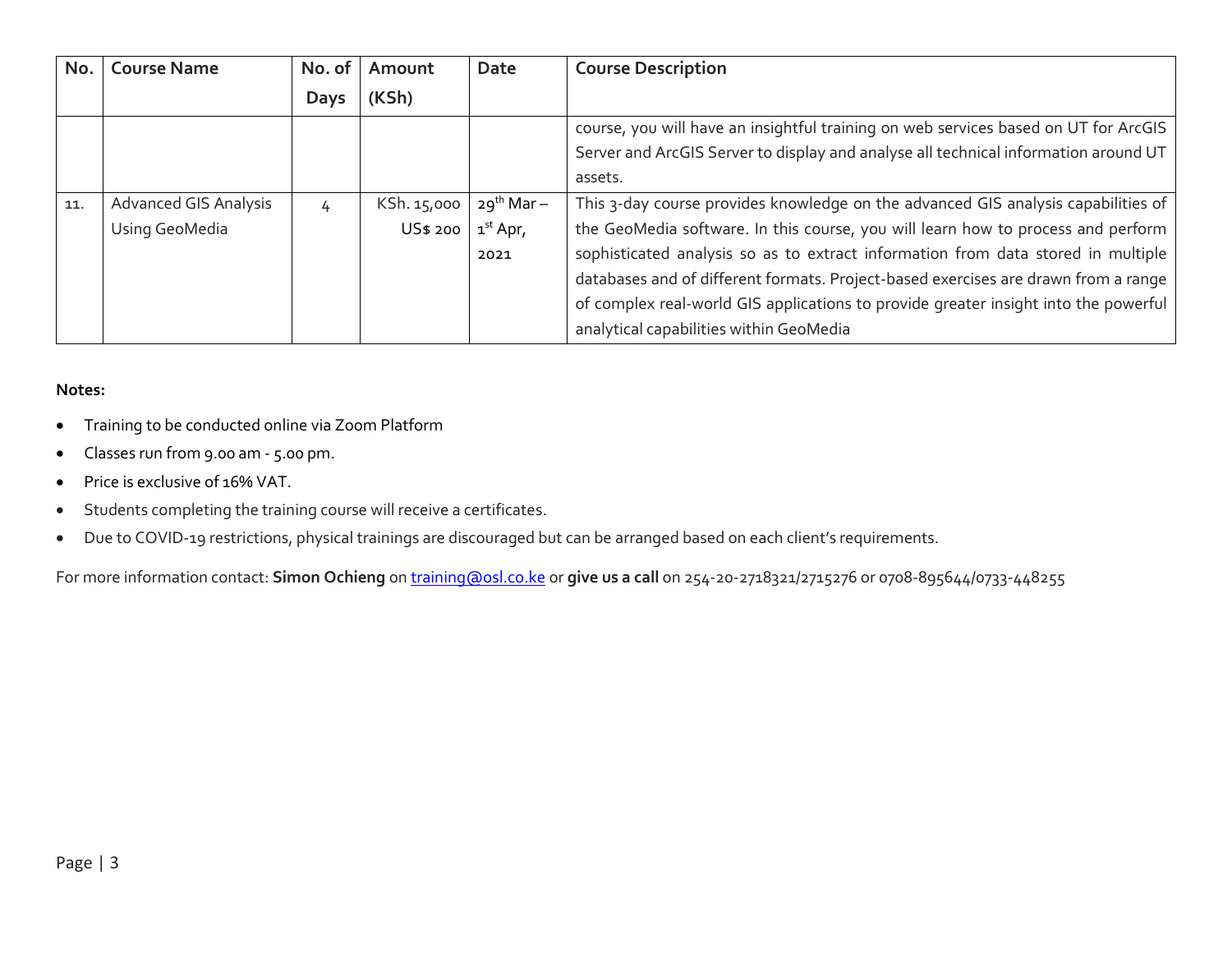| No. | Course Name | No. of Days | Amount (KSh) | Date | Course Description |
|---|---|---|---|---|---|
| | | | | | course, you will have an insightful training on web services based on UT for ArcGIS Server and ArcGIS Server to display and analyse all technical information around UT assets. |
| 11. | Advanced GIS Analysis Using GeoMedia | 4 | KSh. 15,000 US$ 200 | 29th Mar – 1st Apr, 2021 | This 3-day course provides knowledge on the advanced GIS analysis capabilities of the GeoMedia software. In this course, you will learn how to process and perform sophisticated analysis so as to extract information from data stored in multiple databases and of different formats. Project-based exercises are drawn from a range of complex real-world GIS applications to provide greater insight into the powerful analytical capabilities within GeoMedia |

**Notes:**

- Training to be conducted online via Zoom Platform
- Classes run from 9.00 am - 5.00 pm.
- Price is exclusive of 16% VAT.
- Students completing the training course will receive a certificates.
- Due to COVID-19 restrictions, physical trainings are discouraged but can be arranged based on each client's requirements.

For more information contact: **Simon Ochieng** on training@osl.co.ke or **give us a call** on 254-20-2718321/2715276 or 0708-895644/0733-448255